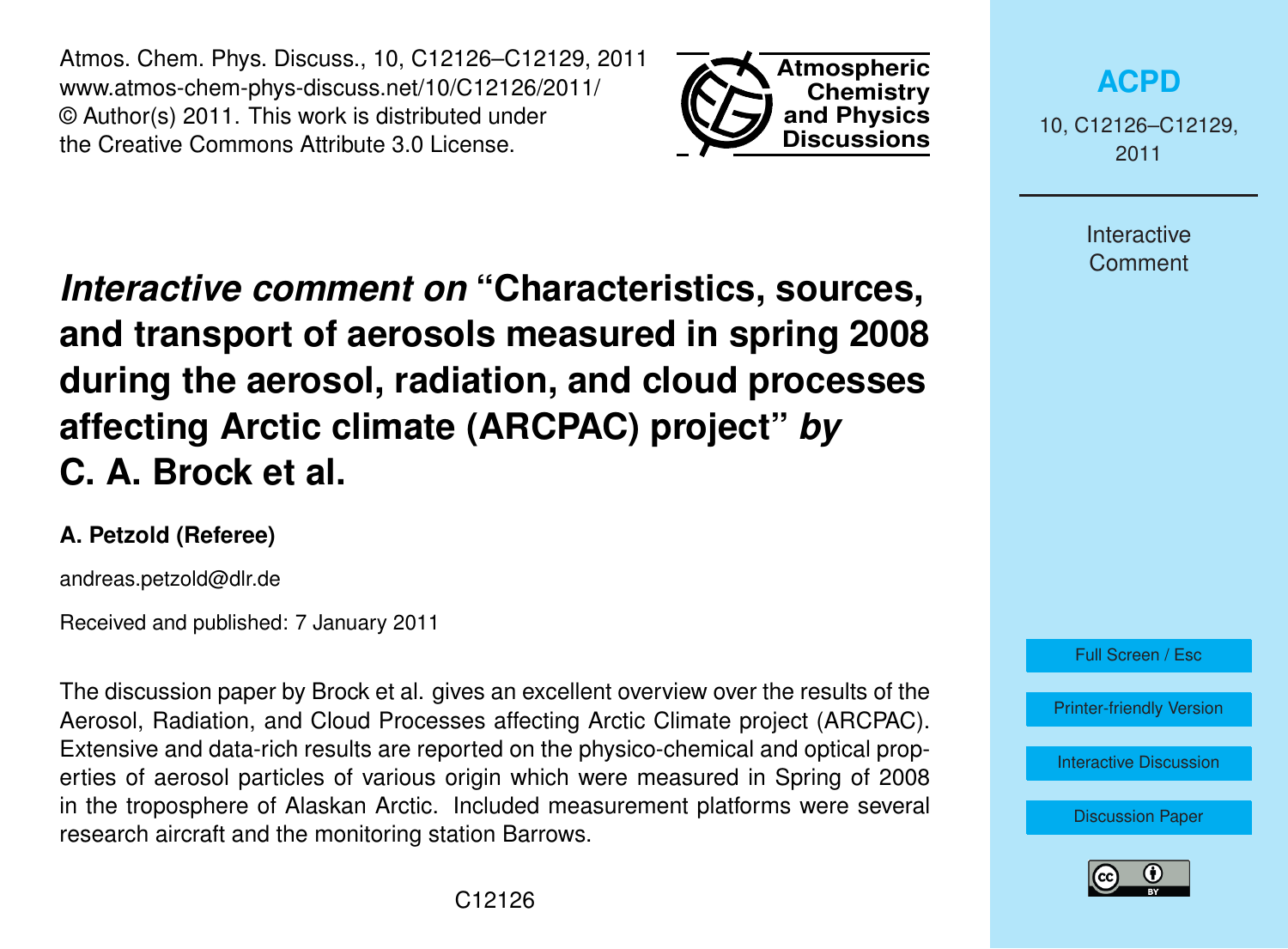# *Interactive comment on* "Characteristics, sources, and transport of aerosols measured in spring 2008 during the aerosol, radiation, and cloud processes affecting Arctic climate (ARCPAC) project" *by* C. A. Brock et al.

**A. Petzold (Referee)**

andreas.petzold@dlr.de

Received and published: 7 January 2011

The discussion paper by Brock et al. gives an excellent overview over the results of the Aerosol, Radiation, and Cloud Processes affecting Arctic Climate project (ARCPAC). Extensive and data-rich results are reported on the physico-chemical and optical properties of aerosol particles of various origin which were measured in Spring of 2008 in the troposphere of Alaskan Arctic. Included measurement platforms were several research aircraft and the monitoring station Barrows.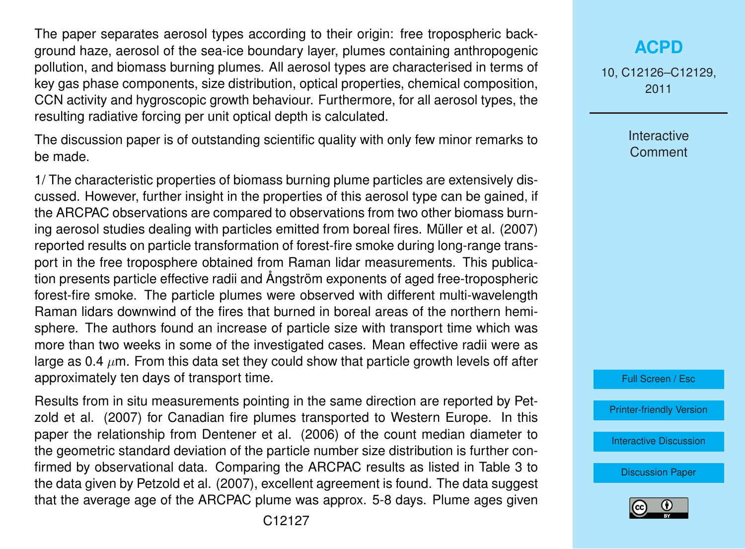The paper separates aerosol types according to their origin: free tropospheric background haze, aerosol of the sea-ice boundary layer, plumes containing anthropogenic pollution, and biomass burning plumes. All aerosol types are characterised in terms of key gas phase components, size distribution, optical properties, chemical composition, CCN activity and hygroscopic growth behaviour. Furthermore, for all aerosol types, the resulting radiative forcing per unit optical depth is calculated.

The discussion paper is of outstanding scientific quality with only few minor remarks to be made.

1/ The characteristic properties of biomass burning plume particles are extensively discussed. However, further insight in the properties of this aerosol type can be gained, if the ARCPAC observations are compared to observations from two other biomass burning aerosol studies dealing with particles emitted from boreal fires. Müller et al. (2007) reported results on particle transformation of forest-fire smoke during long-range transport in the free troposphere obtained from Raman lidar measurements. This publication presents particle effective radii and Ångström exponents of aged free-tropospheric forest-fire smoke. The particle plumes were observed with different multi-wavelength Raman lidars downwind of the fires that burned in boreal areas of the northern hemisphere. The authors found an increase of particle size with transport time which was more than two weeks in some of the investigated cases. Mean effective radii were as large as 0.4 $\mu$m. From this data set they could show that particle growth levels off after approximately ten days of transport time.

Results from in situ measurements pointing in the same direction are reported by Petzold et al. (2007) for Canadian fire plumes transported to Western Europe. In this paper the relationship from Dentener et al. (2006) of the count median diameter to the geometric standard deviation of the particle number size distribution is further confirmed by observational data. Comparing the ARCPAC results as listed in Table 3 to the data given by Petzold et al. (2007), excellent agreement is found. The data suggest that the average age of the ARCPAC plume was approx. 5-8 days. Plume ages given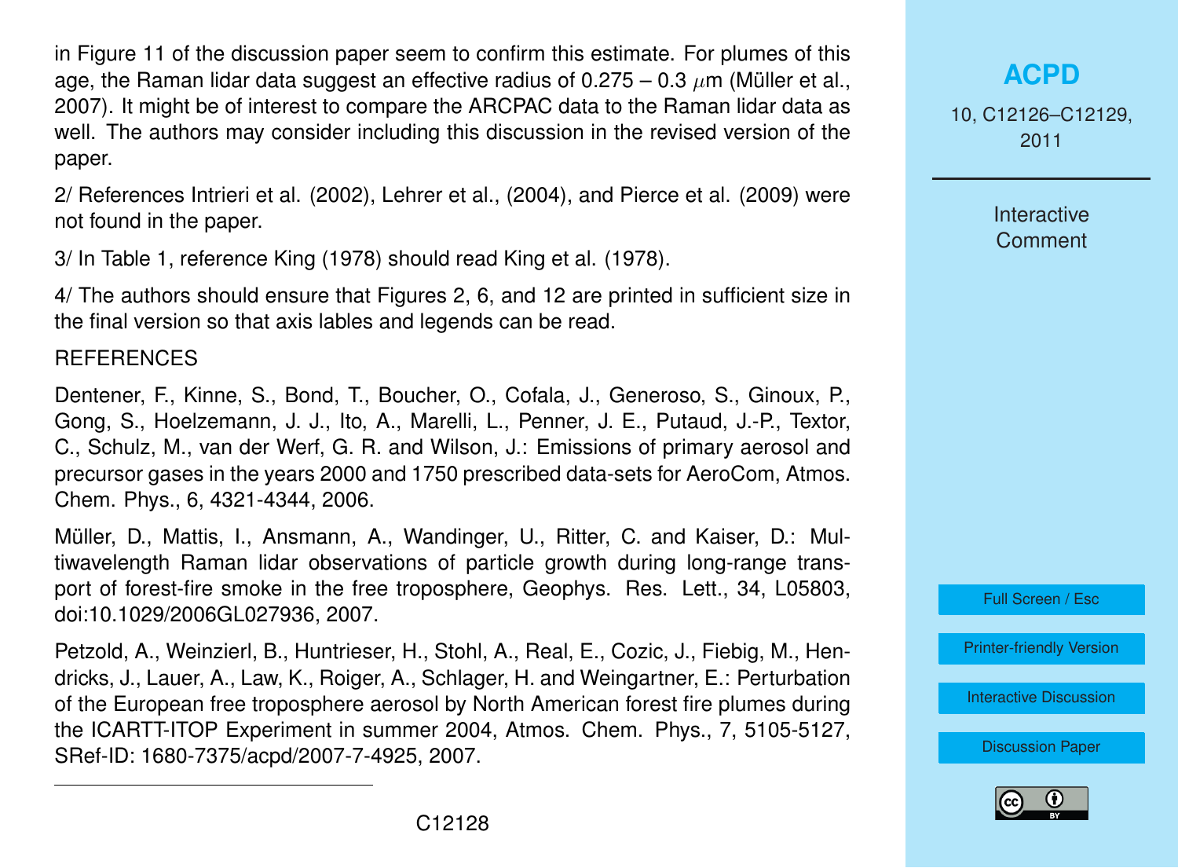in Figure 11 of the discussion paper seem to confirm this estimate. For plumes of this age, the Raman lidar data suggest an effective radius of 0.275 – 0.3 $\mu$m (Müller et al., 2007). It might be of interest to compare the ARCPAC data to the Raman lidar data as well. The authors may consider including this discussion in the revised version of the paper.

2/ References Intrieri et al. (2002), Lehrer et al., (2004), and Pierce et al. (2009) were not found in the paper.

3/ In Table 1, reference King (1978) should read King et al. (1978).

4/ The authors should ensure that Figures 2, 6, and 12 are printed in sufficient size in the final version so that axis lables and legends can be read.

REFERENCES

Dentener, F., Kinne, S., Bond, T., Boucher, O., Cofala, J., Generoso, S., Ginoux, P., Gong, S., Hoelzemann, J. J., Ito, A., Marelli, L., Penner, J. E., Putaud, J.-P., Textor, C., Schulz, M., van der Werf, G. R. and Wilson, J.: Emissions of primary aerosol and precursor gases in the years 2000 and 1750 prescribed data-sets for AeroCom, Atmos. Chem. Phys., 6, 4321-4344, 2006.

Müller, D., Mattis, I., Ansmann, A., Wandinger, U., Ritter, C. and Kaiser, D.: Multiwavelength Raman lidar observations of particle growth during long-range transport of forest-fire smoke in the free troposphere, Geophys. Res. Lett., 34, L05803, doi:10.1029/2006GL027936, 2007.

Petzold, A., Weinzierl, B., Huntrieser, H., Stohl, A., Real, E., Cozic, J., Fiebig, M., Hendricks, J., Lauer, A., Law, K., Roiger, A., Schlager, H. and Weingartner, E.: Perturbation of the European free troposphere aerosol by North American forest fire plumes during the ICARTT-ITOP Experiment in summer 2004, Atmos. Chem. Phys., 7, 5105-5127, SRef-ID: 1680-7375/acpd/2007-7-4925, 2007.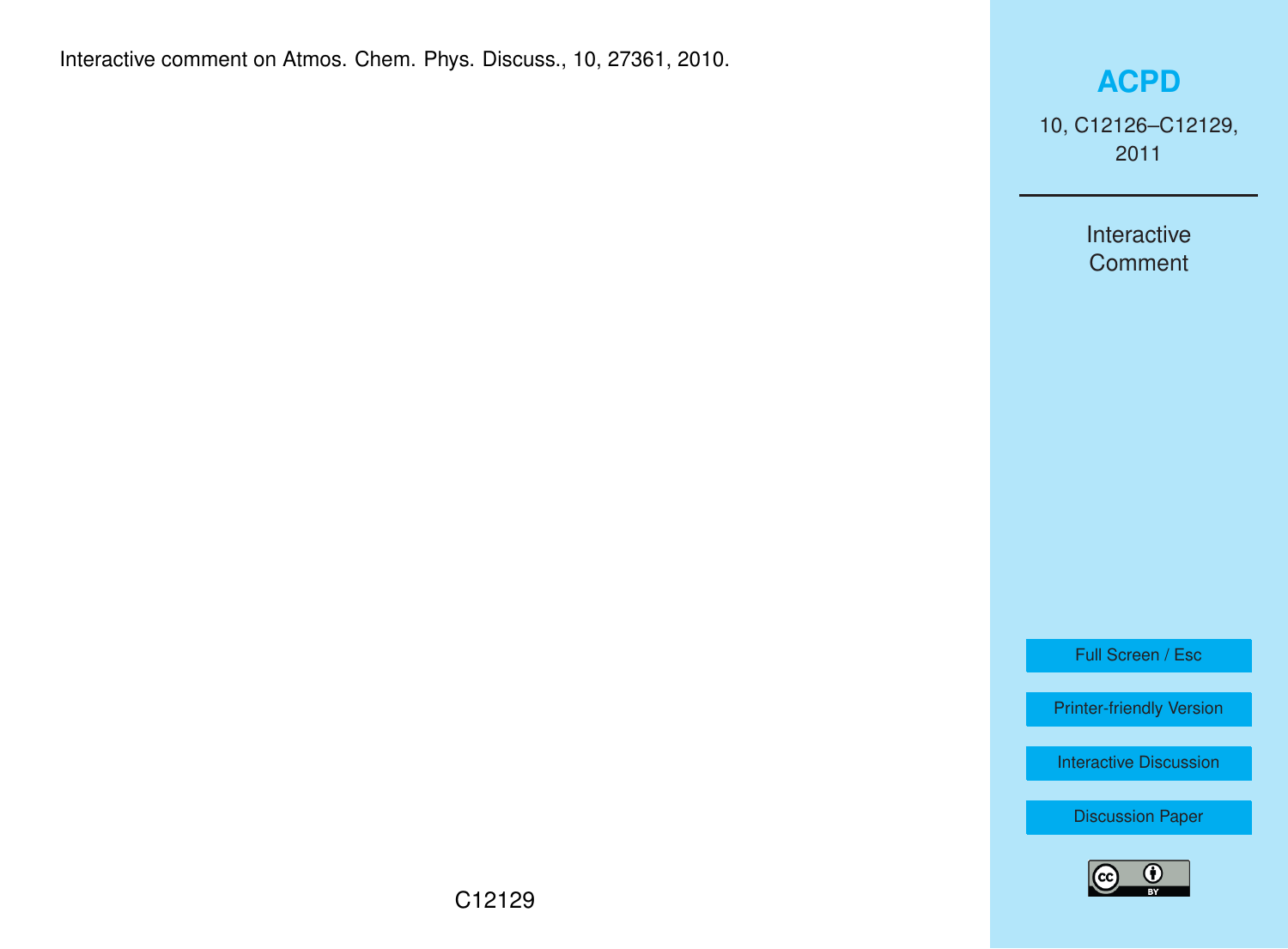Interactive comment on Atmos. Chem. Phys. Discuss., 10, 27361, 2010.